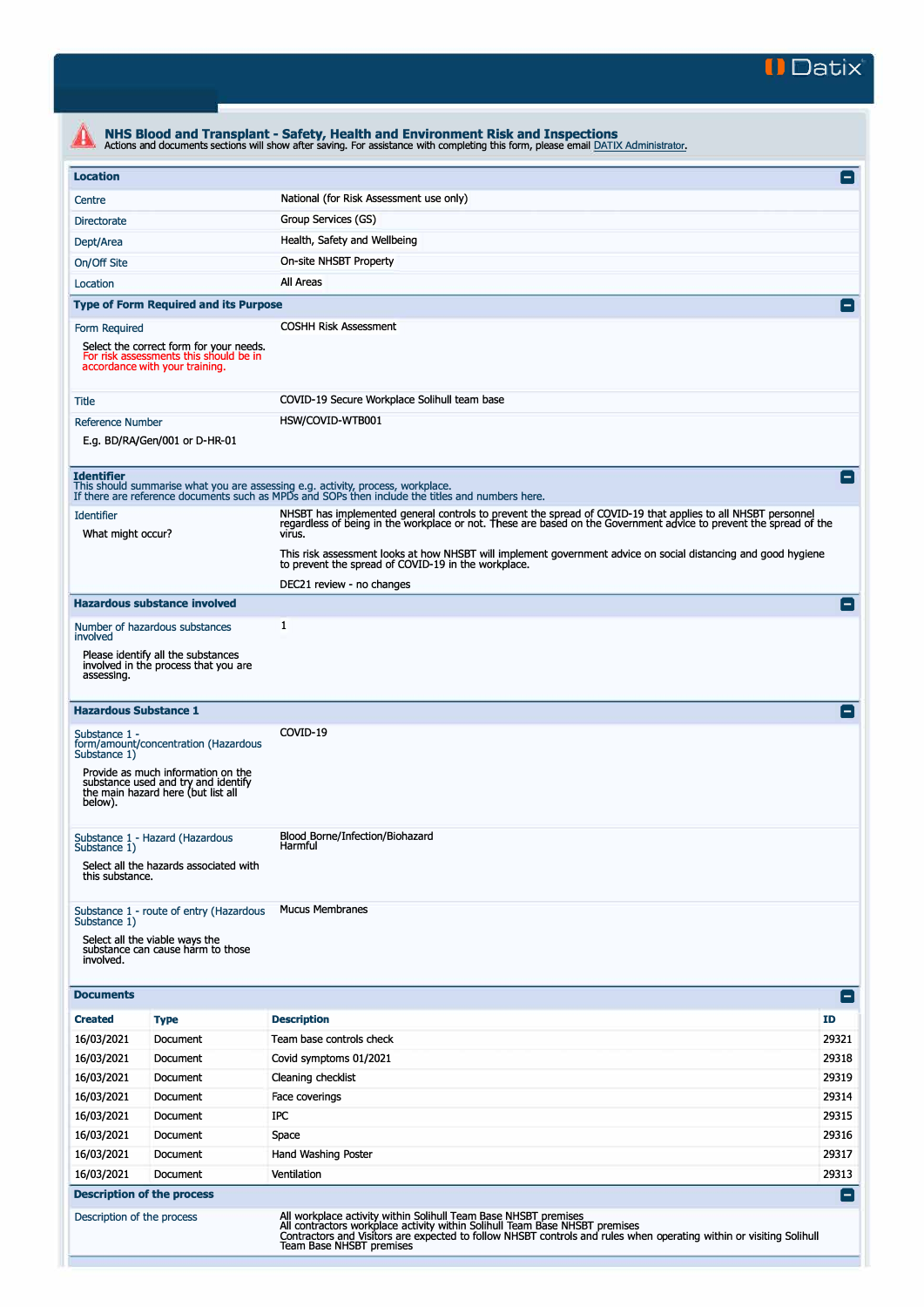# NHS Blood and Transplant - Safety, Health and Environment Risk and Inspections

Actions and documents sections will show after saving. For assistance with completing this form, please email DATIX Administrator.

## Location

| | |
|---|---|
| Centre | National (for Risk Assessment use only) |
| Directorate | Group Services (GS) |
| Dept/Area | Health, Safety and Wellbeing |
| On/Off Site | On-site NHSBT Property |
| Location | All Areas |

## Type of Form Required and its Purpose

| | |
|---|---|
| Form Required<br>Select the correct form for your needs. For risk assessments this should be in accordance with your training. | COSHH Risk Assessment |
| Title | COVID-19 Secure Workplace Solihull team base |
| Reference Number<br>E.g. BD/RA/Gen/001 or D-HR-01 | HSW/COVID-WTB001 |

## Identifier

This should summarise what you are assessing e.g. activity, process, workplace.
If there are reference documents such as MPDs and SOPs then include the titles and numbers here.

| | |
|---|---|
| Identifier<br>What might occur? | NHSBT has implemented general controls to prevent the spread of COVID-19 that applies to all NHSBT personnel regardless of being in the workplace or not. These are based on the Government advice to prevent the spread of the virus.<br><br>This risk assessment looks at how NHSBT will implement government advice on social distancing and good hygiene to prevent the spread of COVID-19 in the workplace.<br><br>DEC21 review - no changes |

## Hazardous substance involved

| | |
|---|---|
| Number of hazardous substances involved<br>Please identify all the substances involved in the process that you are assessing. | 1 |

## Hazardous Substance 1

| | |
|---|---|
| Substance 1 - form/amount/concentration (Hazardous Substance 1)<br>Provide as much information on the substance used and try and identify the main hazard here (but list all below). | COVID-19 |
| Substance 1 - Hazard (Hazardous Substance 1)<br>Select all the hazards associated with this substance. | Blood Borne/Infection/Biohazard<br>Harmful |
| Substance 1 - route of entry (Hazardous Substance 1)<br>Select all the viable ways the substance can cause harm to those involved. | Mucus Membranes |

## Documents

| Created | Type | Description | ID |
|---|---|---|---|
| 16/03/2021 | Document | Team base controls check | 29321 |
| 16/03/2021 | Document | Covid symptoms 01/2021 | 29318 |
| 16/03/2021 | Document | Cleaning checklist | 29319 |
| 16/03/2021 | Document | Face coverings | 29314 |
| 16/03/2021 | Document | IPC | 29315 |
| 16/03/2021 | Document | Space | 29316 |
| 16/03/2021 | Document | Hand Washing Poster | 29317 |
| 16/03/2021 | Document | Ventilation | 29313 |

## Description of the process

| | |
|---|---|
| Description of the process | All workplace activity within Solihull Team Base NHSBT premises<br>All contractors workplace activity within Solihull Team Base NHSBT premises<br>Contractors and Visitors are expected to follow NHSBT controls and rules when operating within or visiting Solihull Team Base NHSBT premises |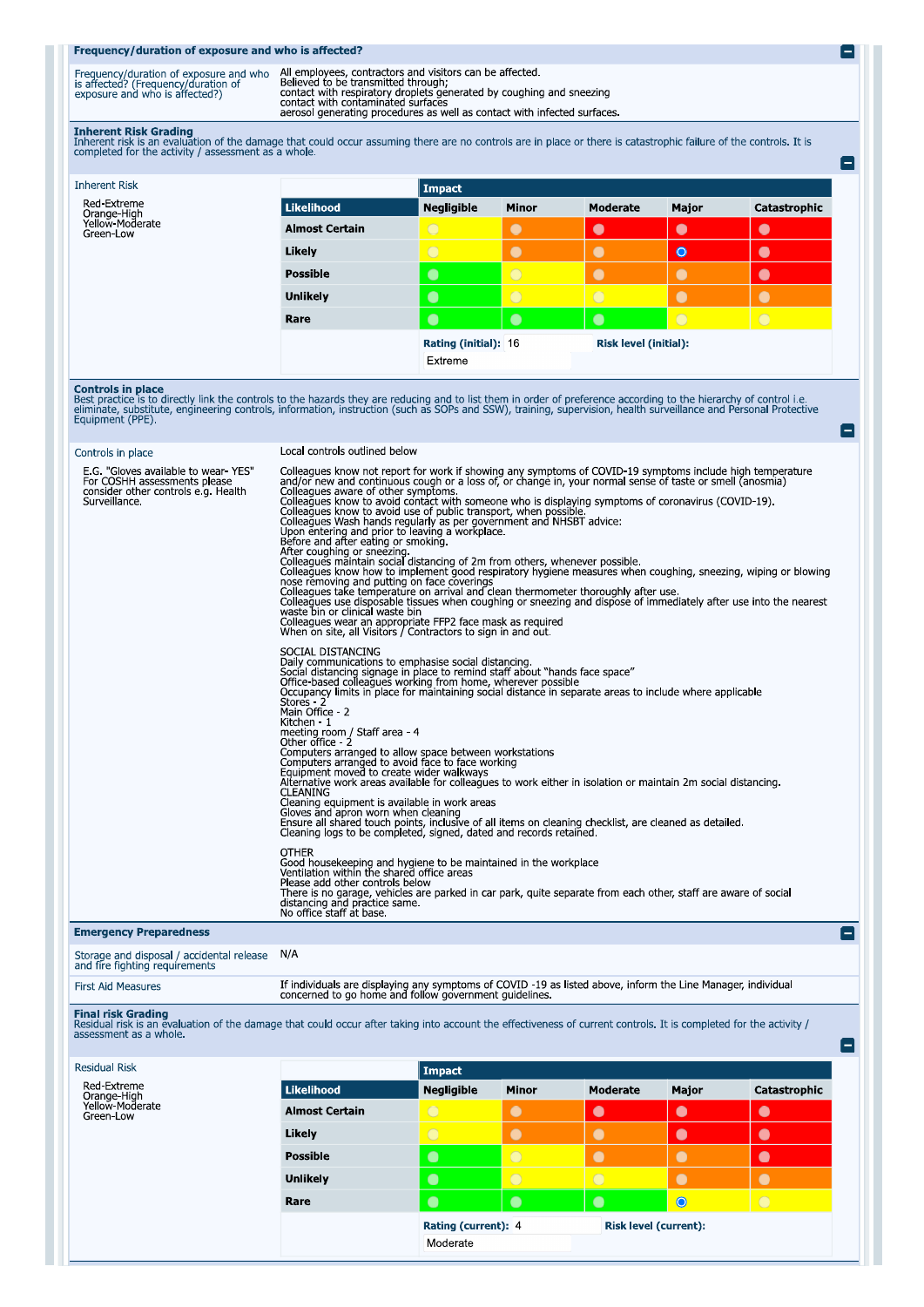## Frequency/duration of exposure and who is affected?

**Frequency/duration of exposure and who is affected? (Frequency/duration of exposure and who is affected?)**

All employees, contractors and visitors can be affected.
Believed to be transmitted through;
contact with respiratory droplets generated by coughing and sneezing
contact with contaminated surfaces
aerosol generating procedures as well as contact with infected surfaces.

## Inherent Risk Grading

Inherent risk is an evaluation of the damage that could occur assuming there are no controls are in place or there is catastrophic failure of the controls. It is completed for the activity / assessment as a whole.

**Inherent Risk**

Red-Extreme
Orange-High
Yellow-Moderate
Green-Low

| Likelihood | Impact: Negligible | Minor | Moderate | Major | Catastrophic |
|---|---|---|---|---|---|
| Almost Certain | Yellow | Orange | Red | Red | Red |
| Likely | Yellow | Orange | Orange | Red (selected) | Red |
| Possible | Green | Yellow | Orange | Orange | Red |
| Unlikely | Green | Yellow | Yellow | Orange | Orange |
| Rare | Green | Green | Green | Yellow | Yellow |

**Rating (initial):** 16
**Risk level (initial):** Extreme

## Controls in place

Best practice is to directly link the controls to the hazards they are reducing and to list them in order of preference according to the hierarchy of control i.e. eliminate, substitute, engineering controls, information, instruction (such as SOPs and SSW), training, supervision, health surveillance and Personal Protective Equipment (PPE).

**Controls in place**

E.G. "Gloves available to wear- YES"
For COSHH assessments please consider other controls e.g. Health Surveillance.

Local controls outlined below

Colleagues know not report for work if showing any symptoms of COVID-19 symptoms include high temperature and/or new and continuous cough or a loss of, or change in, your normal sense of taste or smell (anosmia)
Colleagues aware of other symptoms.
Colleagues know to avoid contact with someone who is displaying symptoms of coronavirus (COVID-19).
Colleagues know to avoid use of public transport, when possible.
Colleagues Wash hands regularly as per government and NHSBT advice:
Upon entering and prior to leaving a workplace.
Before and after eating or smoking.
After coughing or sneezing.
Colleagues maintain social distancing of 2m from others, whenever possible.
Colleagues know how to implement good respiratory hygiene measures when coughing, sneezing, wiping or blowing nose removing and putting on face coverings
Colleagues take temperature on arrival and clean thermometer thoroughly after use.
Colleagues use disposable tissues when coughing or sneezing and dispose of immediately after use into the nearest waste bin or clinical waste bin
Colleagues wear an appropriate FFP2 face mask as required
When on site, all Visitors / Contractors to sign in and out.

SOCIAL DISTANCING
Daily communications to emphasise social distancing.
Social distancing signage in place to remind staff about "hands face space"
Office-based colleagues working from home, wherever possible
Occupancy limits in place for maintaining social distance in separate areas to include where applicable
Stores - 2
Main Office - 2
Kitchen - 1
meeting room / Staff area - 4
Other office - 2
Computers arranged to allow space between workstations
Computers arranged to avoid face to face working
Equipment moved to create wider walkways
Alternative work areas available for colleagues to work either in isolation or maintain 2m social distancing.
CLEANING
Cleaning equipment is available in work areas
Gloves and apron worn when cleaning
Ensure all shared touch points, inclusive of all items on cleaning checklist, are cleaned as detailed.
Cleaning logs to be completed, signed, dated and records retained.

OTHER
Good housekeeping and hygiene to be maintained in the workplace
Ventilation within the shared office areas
Please add other controls below
There is no garage, vehicles are parked in car park, quite separate from each other, staff are aware of social distancing and practice same.
No office staff at base.

## Emergency Preparedness

**Storage and disposal / accidental release and fire fighting requirements:** N/A

**First Aid Measures:** If individuals are displaying any symptoms of COVID -19 as listed above, inform the Line Manager, individual concerned to go home and follow government guidelines.

## Final risk Grading

Residual risk is an evaluation of the damage that could occur after taking into account the effectiveness of current controls. It is completed for the activity / assessment as a whole.

**Residual Risk**

Red-Extreme
Orange-High
Yellow-Moderate
Green-Low

| Likelihood | Impact: Negligible | Minor | Moderate | Major | Catastrophic |
|---|---|---|---|---|---|
| Almost Certain | Yellow | Orange | Red | Red | Red |
| Likely | Yellow | Orange | Orange | Red | Red |
| Possible | Green | Yellow | Orange | Orange | Red |
| Unlikely | Green | Yellow | Yellow | Orange | Orange |
| Rare | Green | Green | Green | Yellow (selected) | Yellow |

**Rating (current):** 4
**Risk level (current):** Moderate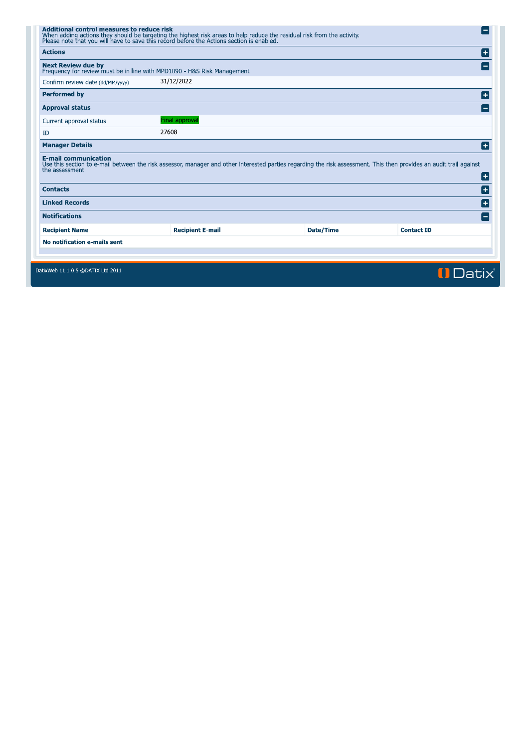**Additional control measures to reduce risk**
When adding actions they should be targeting the highest risk areas to help reduce the residual risk from the activity.
Please note that you will have to save this record before the Actions section is enabled.

**Actions**

**Next Review due by**
Frequency for review must be in line with MPD1090 - H&S Risk Management

| | |
|---|---|
| Confirm review date (dd/MM/yyyy) | 31/12/2022 |

**Performed by**

**Approval status**

| | |
|---|---|
| Current approval status | Final approval |
| ID | 27608 |

**Manager Details**

**E-mail communication**
Use this section to e-mail between the risk assessor, manager and other interested parties regarding the risk assessment. This then provides an audit trail against the assessment.

**Contacts**

**Linked Records**

**Notifications**

| Recipient Name | Recipient E-mail | Date/Time | Contact ID |
|---|---|---|---|
| **No notification e-mails sent** | | | |

DatixWeb 11.1.0.5 ©DATIX Ltd 2011

Datix®